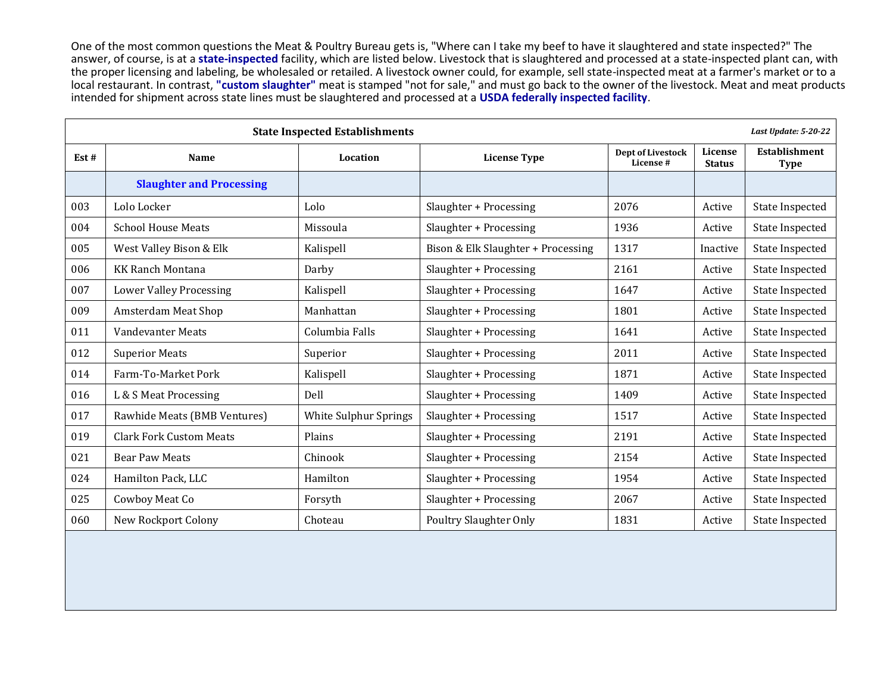One of the most common questions the Meat & Poultry Bureau gets is, "Where can I take my beef to have it slaughtered and state inspected?" The answer, of course, is at a **state-inspected** facility, which are listed below. Livestock that is slaughtered and processed at a state-inspected plant can, with the proper licensing and labeling, be wholesaled or retailed. A livestock owner could, for example, sell state-inspected meat at a farmer's market or to a local restaurant. In contrast, **"custom slaughter"** meat is stamped "not for sale," and must go back to the owner of the livestock. Meat and meat products intended for shipment across state lines must be slaughtered and processed at a **USDA federally inspected facility**.

| State Inspected Establishments | | | | | | *Last Update: 5-20-22* |
|---|---|---|---|---|---|---|
| **Est #** | **Name** | **Location** | **License Type** | **Dept of Livestock License #** | **License Status** | **Establishment Type** |
| | **Slaughter and Processing** | | | | | |
| 003 | Lolo Locker | Lolo | Slaughter + Processing | 2076 | Active | State Inspected |
| 004 | School House Meats | Missoula | Slaughter + Processing | 1936 | Active | State Inspected |
| 005 | West Valley Bison & Elk | Kalispell | Bison & Elk Slaughter + Processing | 1317 | Inactive | State Inspected |
| 006 | KK Ranch Montana | Darby | Slaughter + Processing | 2161 | Active | State Inspected |
| 007 | Lower Valley Processing | Kalispell | Slaughter + Processing | 1647 | Active | State Inspected |
| 009 | Amsterdam Meat Shop | Manhattan | Slaughter + Processing | 1801 | Active | State Inspected |
| 011 | Vandevanter Meats | Columbia Falls | Slaughter + Processing | 1641 | Active | State Inspected |
| 012 | Superior Meats | Superior | Slaughter + Processing | 2011 | Active | State Inspected |
| 014 | Farm-To-Market Pork | Kalispell | Slaughter + Processing | 1871 | Active | State Inspected |
| 016 | L & S Meat Processing | Dell | Slaughter + Processing | 1409 | Active | State Inspected |
| 017 | Rawhide Meats (BMB Ventures) | White Sulphur Springs | Slaughter + Processing | 1517 | Active | State Inspected |
| 019 | Clark Fork Custom Meats | Plains | Slaughter + Processing | 2191 | Active | State Inspected |
| 021 | Bear Paw Meats | Chinook | Slaughter + Processing | 2154 | Active | State Inspected |
| 024 | Hamilton Pack, LLC | Hamilton | Slaughter + Processing | 1954 | Active | State Inspected |
| 025 | Cowboy Meat Co | Forsyth | Slaughter + Processing | 2067 | Active | State Inspected |
| 060 | New Rockport Colony | Choteau | Poultry Slaughter Only | 1831 | Active | State Inspected |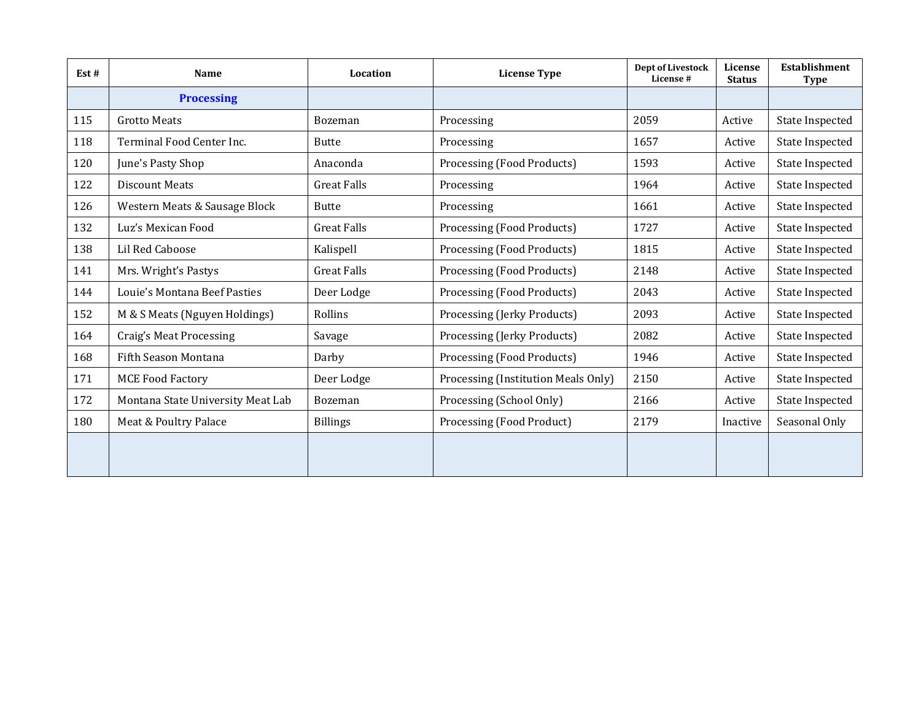| Est # | Name | Location | License Type | Dept of Livestock License # | License Status | Establishment Type |
|---|---|---|---|---|---|---|
| | **Processing** | | | | | |
| 115 | Grotto Meats | Bozeman | Processing | 2059 | Active | State Inspected |
| 118 | Terminal Food Center Inc. | Butte | Processing | 1657 | Active | State Inspected |
| 120 | June's Pasty Shop | Anaconda | Processing (Food Products) | 1593 | Active | State Inspected |
| 122 | Discount Meats | Great Falls | Processing | 1964 | Active | State Inspected |
| 126 | Western Meats & Sausage Block | Butte | Processing | 1661 | Active | State Inspected |
| 132 | Luz's Mexican Food | Great Falls | Processing (Food Products) | 1727 | Active | State Inspected |
| 138 | Lil Red Caboose | Kalispell | Processing (Food Products) | 1815 | Active | State Inspected |
| 141 | Mrs. Wright's Pastys | Great Falls | Processing (Food Products) | 2148 | Active | State Inspected |
| 144 | Louie's Montana Beef Pasties | Deer Lodge | Processing (Food Products) | 2043 | Active | State Inspected |
| 152 | M & S Meats (Nguyen Holdings) | Rollins | Processing (Jerky Products) | 2093 | Active | State Inspected |
| 164 | Craig's Meat Processing | Savage | Processing (Jerky Products) | 2082 | Active | State Inspected |
| 168 | Fifth Season Montana | Darby | Processing (Food Products) | 1946 | Active | State Inspected |
| 171 | MCE Food Factory | Deer Lodge | Processing (Institution Meals Only) | 2150 | Active | State Inspected |
| 172 | Montana State University Meat Lab | Bozeman | Processing (School Only) | 2166 | Active | State Inspected |
| 180 | Meat & Poultry Palace | Billings | Processing (Food Product) | 2179 | Inactive | Seasonal Only |
| | | | | | | |